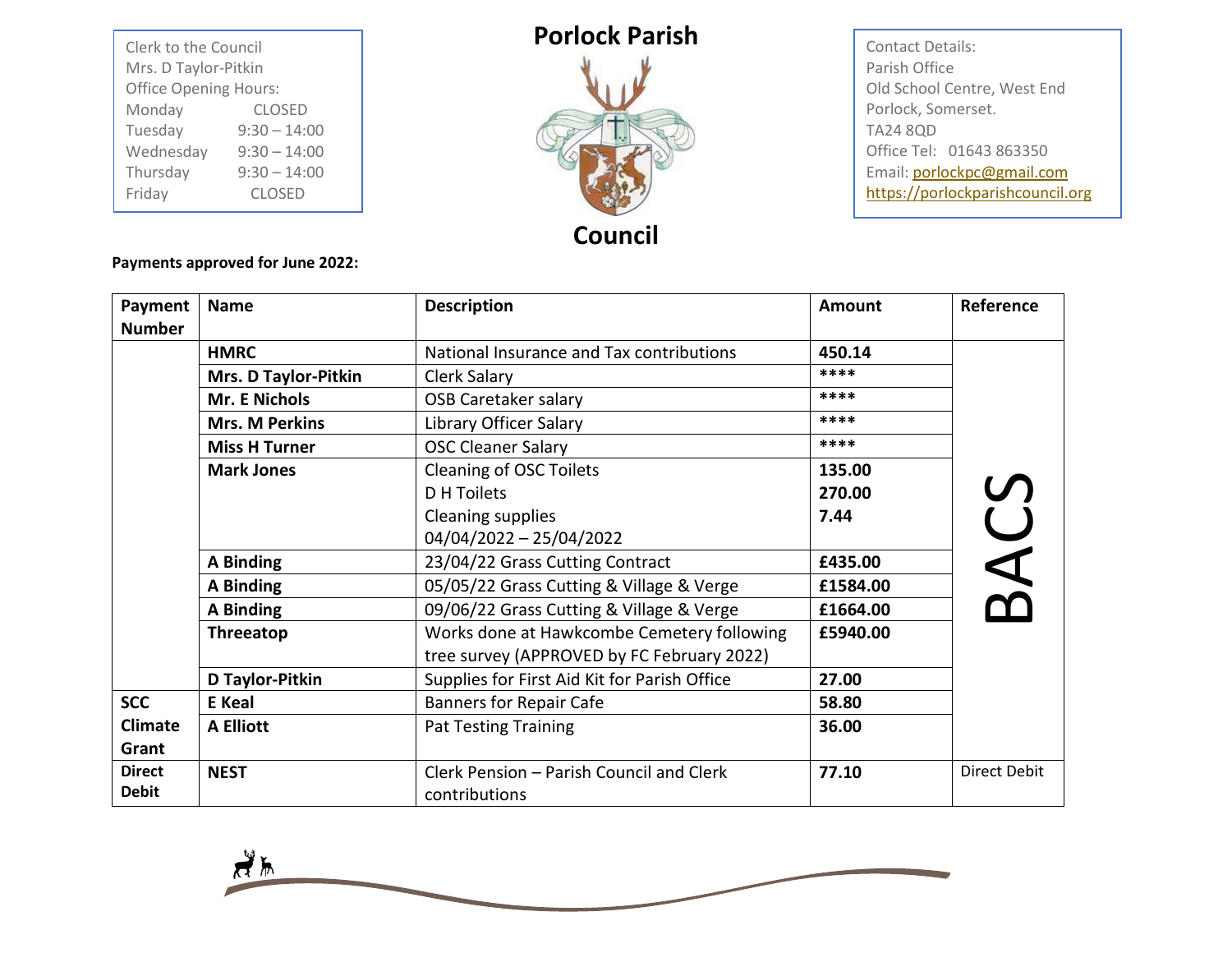Clerk to the Council
Mrs. D Taylor-Pitkin
Office Opening Hours:

| | |
|---|---|
| Monday | CLOSED |
| Tuesday | 9:30 – 14:00 |
| Wednesday | 9:30 – 14:00 |
| Thursday | 9:30 – 14:00 |
| Friday | CLOSED |

# Porlock Parish Council

Contact Details:
Parish Office
Old School Centre, West End
Porlock, Somerset.
TA24 8QD
Office Tel: 01643 863350
Email: porlockpc@gmail.com
https://porlockparishcouncil.org

**Payments approved for June 2022:**

| Payment Number | Name | Description | Amount | Reference |
|---|---|---|---|---|
| | **HMRC** | National Insurance and Tax contributions | **450.14** | BACS |
| | **Mrs. D Taylor-Pitkin** | Clerk Salary | **** | BACS |
| | **Mr. E Nichols** | OSB Caretaker salary | **** | BACS |
| | **Mrs. M Perkins** | Library Officer Salary | **** | BACS |
| | **Miss H Turner** | OSC Cleaner Salary | **** | BACS |
| | **Mark Jones** | Cleaning of OSC Toilets<br>D H Toilets<br>Cleaning supplies<br>04/04/2022 – 25/04/2022 | **135.00**<br>**270.00**<br>**7.44** | BACS |
| | **A Binding** | 23/04/22 Grass Cutting Contract | **£435.00** | BACS |
| | **A Binding** | 05/05/22 Grass Cutting & Village & Verge | **£1584.00** | BACS |
| | **A Binding** | 09/06/22 Grass Cutting & Village & Verge | **£1664.00** | BACS |
| | **Threeatop** | Works done at Hawkcombe Cemetery following tree survey (APPROVED by FC February 2022) | **£5940.00** | BACS |
| | **D Taylor-Pitkin** | Supplies for First Aid Kit for Parish Office | **27.00** | BACS |
| **SCC Climate Grant** | **E Keal** | Banners for Repair Cafe | **58.80** | BACS |
| | **A Elliott** | Pat Testing Training | **36.00** | BACS |
| **Direct Debit** | **NEST** | Clerk Pension – Parish Council and Clerk contributions | **77.10** | Direct Debit |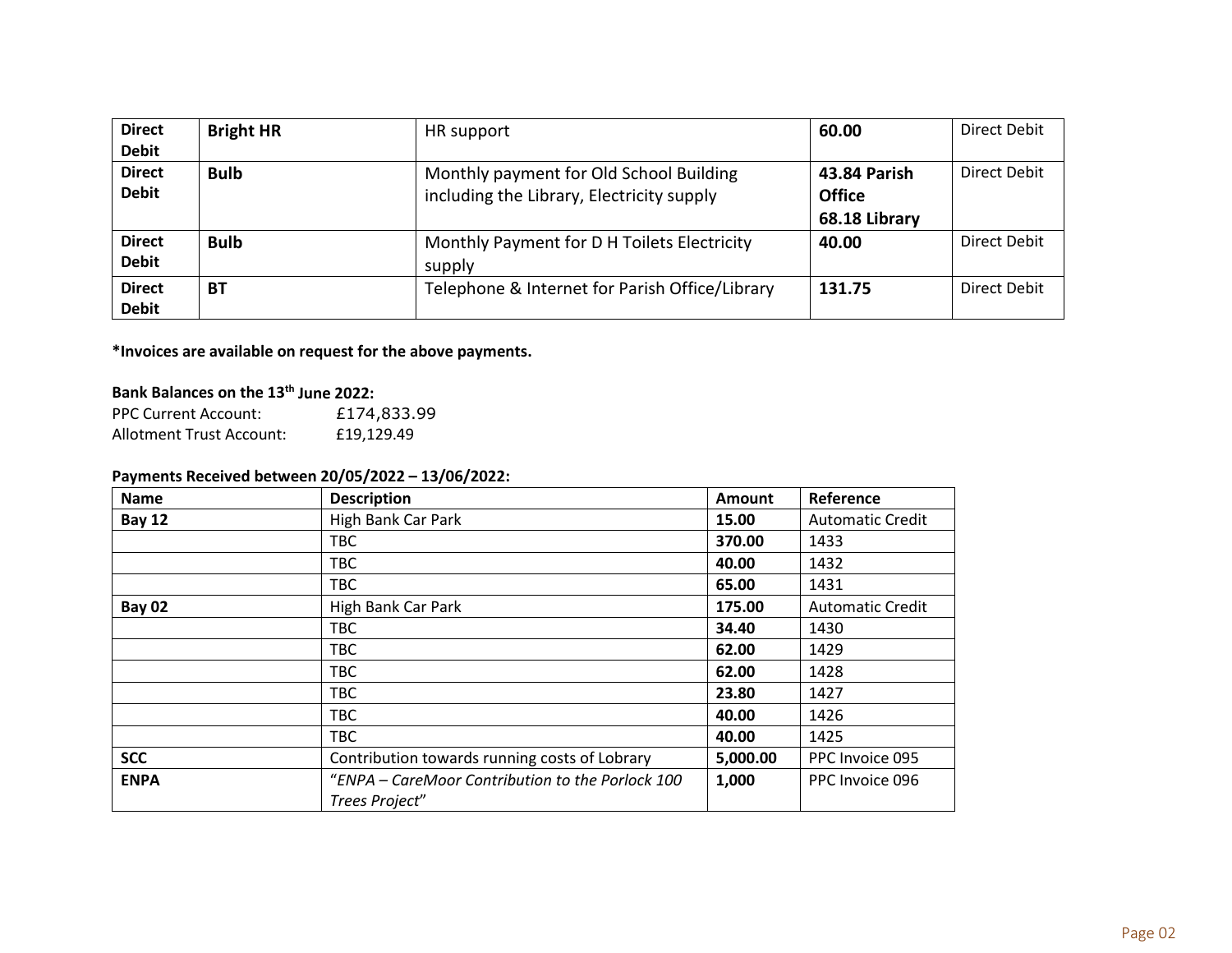| | | | | |
|---|---|---|---|---|
| **Direct Debit** | **Bright HR** | HR support | **60.00** | Direct Debit |
| **Direct Debit** | **Bulb** | Monthly payment for Old School Building including the Library, Electricity supply | **43.84 Parish Office 68.18 Library** | Direct Debit |
| **Direct Debit** | **Bulb** | Monthly Payment for D H Toilets Electricity supply | **40.00** | Direct Debit |
| **Direct Debit** | **BT** | Telephone & Internet for Parish Office/Library | **131.75** | Direct Debit |

***Invoices are available on request for the above payments.**

**Bank Balances on the 13th June 2022:**

PPC Current Account: £174,833.99
Allotment Trust Account: £19,129.49

**Payments Received between 20/05/2022 – 13/06/2022:**

| Name | Description | Amount | Reference |
|---|---|---|---|
| **Bay 12** | High Bank Car Park | **15.00** | Automatic Credit |
| | TBC | **370.00** | 1433 |
| | TBC | **40.00** | 1432 |
| | TBC | **65.00** | 1431 |
| **Bay 02** | High Bank Car Park | **175.00** | Automatic Credit |
| | TBC | **34.40** | 1430 |
| | TBC | **62.00** | 1429 |
| | TBC | **62.00** | 1428 |
| | TBC | **23.80** | 1427 |
| | TBC | **40.00** | 1426 |
| | TBC | **40.00** | 1425 |
| **SCC** | Contribution towards running costs of Lobrary | **5,000.00** | PPC Invoice 095 |
| **ENPA** | "*ENPA – CareMoor Contribution to the Porlock 100 Trees Project*" | **1,000** | PPC Invoice 096 |